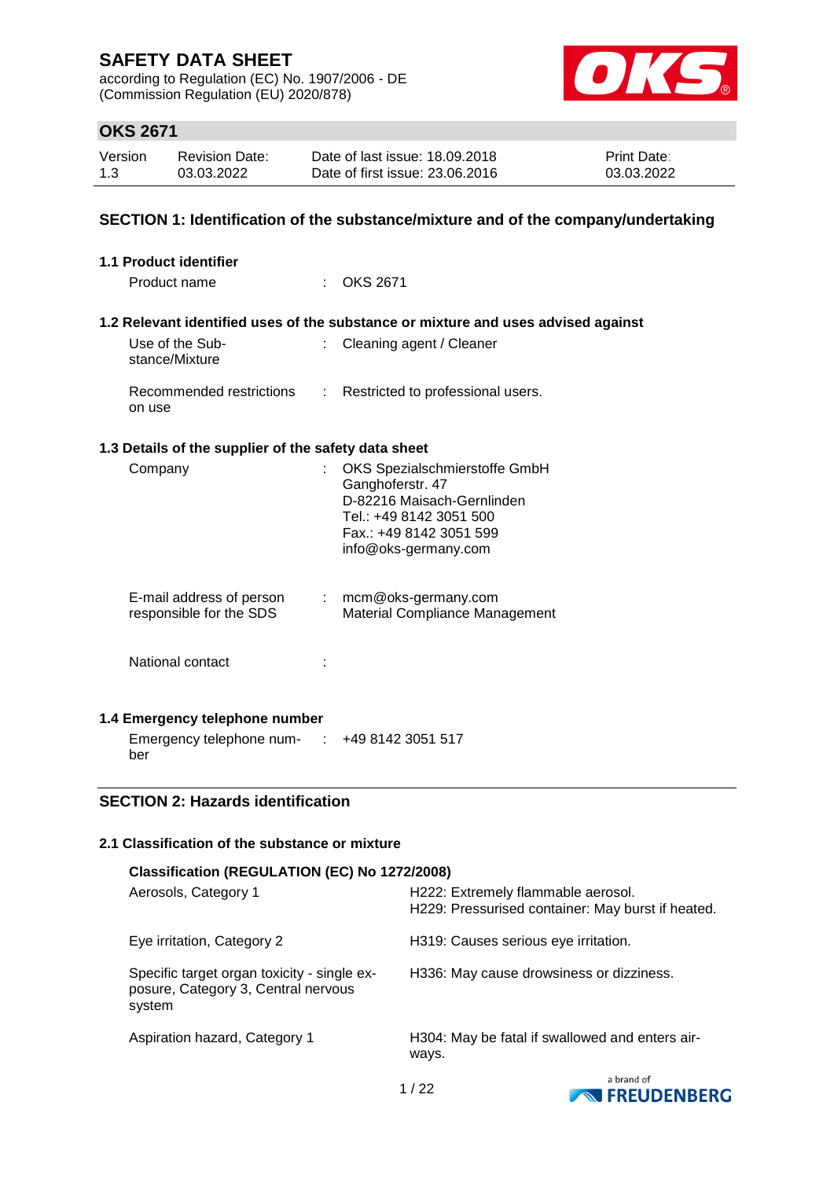# SAFETY DATA SHEET

according to Regulation (EC) No. 1907/2006 - DE
(Commission Regulation (EU) 2020/878)

## OKS 2671

| Version | Revision Date: | Date of last issue: 18.09.2018 | Print Date: |
|---|---|---|---|
| 1.3 | 03.03.2022 | Date of first issue: 23.06.2016 | 03.03.2022 |

## SECTION 1: Identification of the substance/mixture and of the company/undertaking

### 1.1 Product identifier

Product name : OKS 2671

### 1.2 Relevant identified uses of the substance or mixture and uses advised against

Use of the Substance/Mixture : Cleaning agent / Cleaner

Recommended restrictions on use : Restricted to professional users.

### 1.3 Details of the supplier of the safety data sheet

Company : OKS Spezialschmierstoffe GmbH
Ganghoferstr. 47
D-82216 Maisach-Gernlinden
Tel.: +49 8142 3051 500
Fax.: +49 8142 3051 599
info@oks-germany.com

E-mail address of person responsible for the SDS : mcm@oks-germany.com
Material Compliance Management

National contact :

### 1.4 Emergency telephone number

Emergency telephone number : +49 8142 3051 517

## SECTION 2: Hazards identification

### 2.1 Classification of the substance or mixture

**Classification (REGULATION (EC) No 1272/2008)**

| | |
|---|---|
| Aerosols, Category 1 | H222: Extremely flammable aerosol.<br>H229: Pressurised container: May burst if heated. |
| Eye irritation, Category 2 | H319: Causes serious eye irritation. |
| Specific target organ toxicity - single exposure, Category 3, Central nervous system | H336: May cause drowsiness or dizziness. |
| Aspiration hazard, Category 1 | H304: May be fatal if swallowed and enters airways. |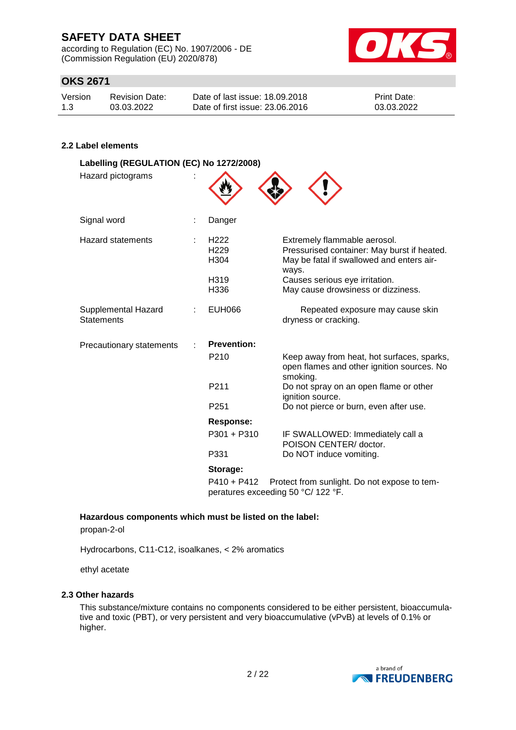### 2.2 Label elements

**Labelling (REGULATION (EC) No 1272/2008)**

| | | | |
|---|---|---|---|
| Hazard pictograms | : | | |
| Signal word | : | Danger | |
| Hazard statements | : | H222 | Extremely flammable aerosol. |
| | | H229 | Pressurised container: May burst if heated. |
| | | H304 | May be fatal if swallowed and enters airways. |
| | | H319 | Causes serious eye irritation. |
| | | H336 | May cause drowsiness or dizziness. |
| Supplemental Hazard Statements | : | EUH066 | Repeated exposure may cause skin dryness or cracking. |
| Precautionary statements | : | **Prevention:** | |
| | | P210 | Keep away from heat, hot surfaces, sparks, open flames and other ignition sources. No smoking. |
| | | P211 | Do not spray on an open flame or other ignition source. |
| | | P251 | Do not pierce or burn, even after use. |
| | | **Response:** | |
| | | P301 + P310 | IF SWALLOWED: Immediately call a POISON CENTER/ doctor. |
| | | P331 | Do NOT induce vomiting. |
| | | **Storage:** | |
| | | P410 + P412 | Protect from sunlight. Do not expose to temperatures exceeding 50 °C/ 122 °F. |

**Hazardous components which must be listed on the label:**

propan-2-ol

Hydrocarbons, C11-C12, isoalkanes, < 2% aromatics

ethyl acetate

### 2.3 Other hazards

This substance/mixture contains no components considered to be either persistent, bioaccumulative and toxic (PBT), or very persistent and very bioaccumulative (vPvB) at levels of 0.1% or higher.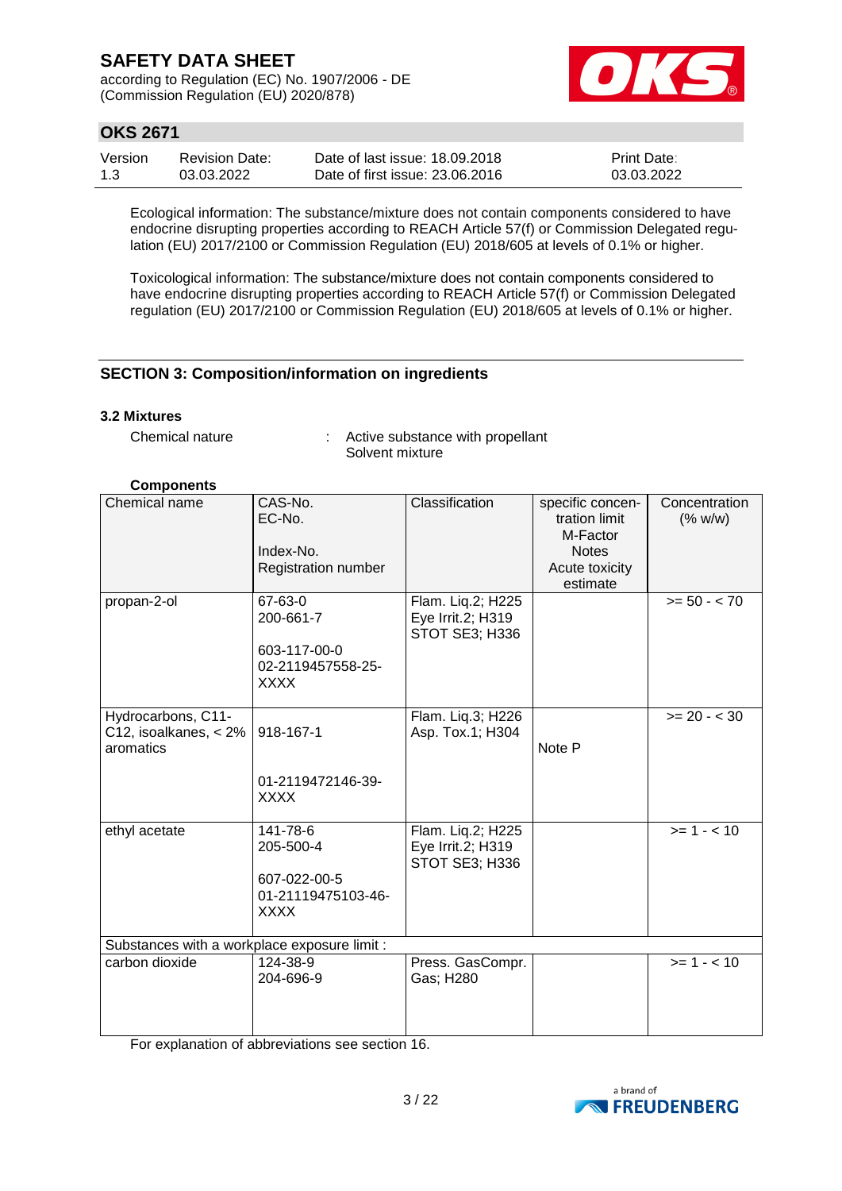Ecological information: The substance/mixture does not contain components considered to have endocrine disrupting properties according to REACH Article 57(f) or Commission Delegated regulation (EU) 2017/2100 or Commission Regulation (EU) 2018/605 at levels of 0.1% or higher.

Toxicological information: The substance/mixture does not contain components considered to have endocrine disrupting properties according to REACH Article 57(f) or Commission Delegated regulation (EU) 2017/2100 or Commission Regulation (EU) 2018/605 at levels of 0.1% or higher.

## SECTION 3: Composition/information on ingredients

### 3.2 Mixtures

Chemical nature : Active substance with propellant
Solvent mixture

**Components**

| Chemical name | CAS-No.<br>EC-No.<br><br>Index-No.<br>Registration number | Classification | specific concentration limit<br>M-Factor<br>Notes<br>Acute toxicity estimate | Concentration (% w/w) |
|---|---|---|---|---|
| propan-2-ol | 67-63-0<br>200-661-7<br><br>603-117-00-0<br>02-2119457558-25-XXXX | Flam. Liq.2; H225<br>Eye Irrit.2; H319<br>STOT SE3; H336 | | >= 50 - < 70 |
| Hydrocarbons, C11-C12, isoalkanes, < 2% aromatics | 918-167-1<br><br>01-2119472146-39-XXXX | Flam. Liq.3; H226<br>Asp. Tox.1; H304 | Note P | >= 20 - < 30 |
| ethyl acetate | 141-78-6<br>205-500-4<br><br>607-022-00-5<br>01-21119475103-46-XXXX | Flam. Liq.2; H225<br>Eye Irrit.2; H319<br>STOT SE3; H336 | | >= 1 - < 10 |
| Substances with a workplace exposure limit : | | | | |
| carbon dioxide | 124-38-9<br>204-696-9 | Press. GasCompr. Gas; H280 | | >= 1 - < 10 |

For explanation of abbreviations see section 16.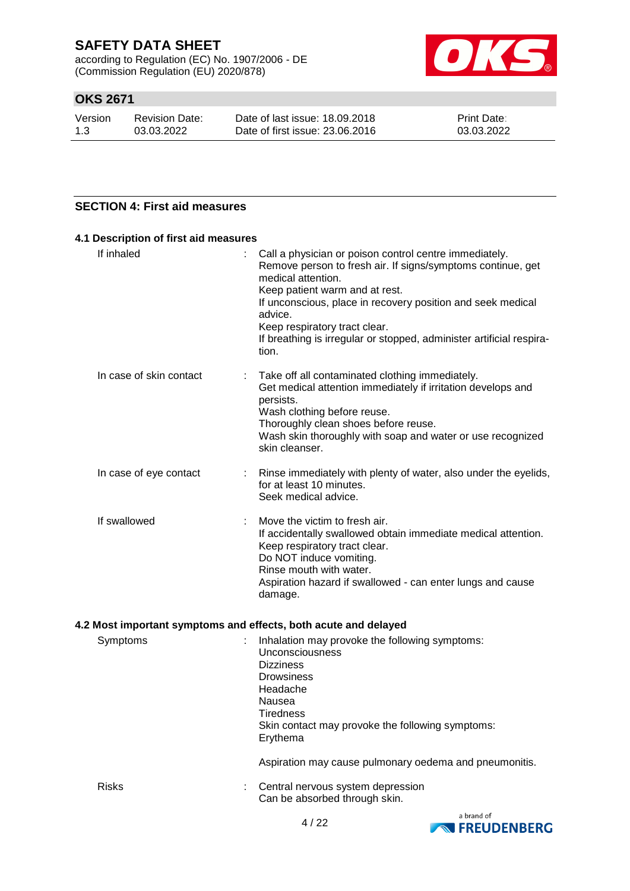## SECTION 4: First aid measures

### 4.1 Description of first aid measures

| | |
|---|---|
| If inhaled | : Call a physician or poison control centre immediately.<br>Remove person to fresh air. If signs/symptoms continue, get medical attention.<br>Keep patient warm and at rest.<br>If unconscious, place in recovery position and seek medical advice.<br>Keep respiratory tract clear.<br>If breathing is irregular or stopped, administer artificial respiration. |
| In case of skin contact | : Take off all contaminated clothing immediately.<br>Get medical attention immediately if irritation develops and persists.<br>Wash clothing before reuse.<br>Thoroughly clean shoes before reuse.<br>Wash skin thoroughly with soap and water or use recognized skin cleanser. |
| In case of eye contact | : Rinse immediately with plenty of water, also under the eyelids, for at least 10 minutes.<br>Seek medical advice. |
| If swallowed | : Move the victim to fresh air.<br>If accidentally swallowed obtain immediate medical attention.<br>Keep respiratory tract clear.<br>Do NOT induce vomiting.<br>Rinse mouth with water.<br>Aspiration hazard if swallowed - can enter lungs and cause damage. |

### 4.2 Most important symptoms and effects, both acute and delayed

| | |
|---|---|
| Symptoms | : Inhalation may provoke the following symptoms:<br>Unconsciousness<br>Dizziness<br>Drowsiness<br>Headache<br>Nausea<br>Tiredness<br>Skin contact may provoke the following symptoms:<br>Erythema<br><br>Aspiration may cause pulmonary oedema and pneumonitis. |
| Risks | : Central nervous system depression<br>Can be absorbed through skin. |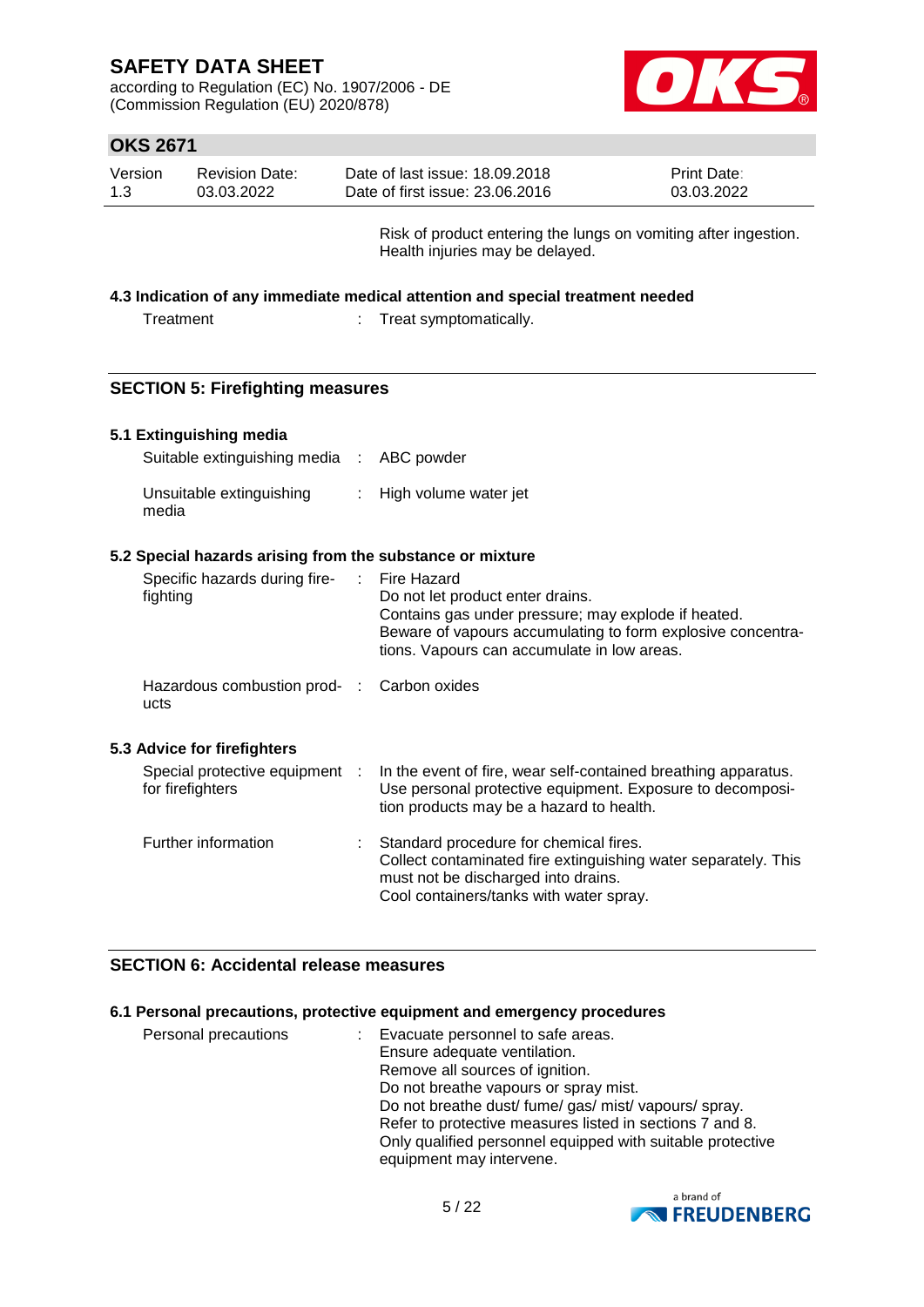Risk of product entering the lungs on vomiting after ingestion. Health injuries may be delayed.

### 4.3 Indication of any immediate medical attention and special treatment needed

| | | |
|---|---|---|
| Treatment | : | Treat symptomatically. |

## SECTION 5: Firefighting measures

### 5.1 Extinguishing media

| | | |
|---|---|---|
| Suitable extinguishing media | : | ABC powder |
| Unsuitable extinguishing media | : | High volume water jet |

### 5.2 Special hazards arising from the substance or mixture

| | | |
|---|---|---|
| Specific hazards during firefighting | : | Fire Hazard<br>Do not let product enter drains.<br>Contains gas under pressure; may explode if heated.<br>Beware of vapours accumulating to form explosive concentrations. Vapours can accumulate in low areas. |
| Hazardous combustion products | : | Carbon oxides |

### 5.3 Advice for firefighters

| | | |
|---|---|---|
| Special protective equipment for firefighters | : | In the event of fire, wear self-contained breathing apparatus. Use personal protective equipment. Exposure to decomposition products may be a hazard to health. |
| Further information | : | Standard procedure for chemical fires.<br>Collect contaminated fire extinguishing water separately. This must not be discharged into drains.<br>Cool containers/tanks with water spray. |

## SECTION 6: Accidental release measures

### 6.1 Personal precautions, protective equipment and emergency procedures

| | | |
|---|---|---|
| Personal precautions | : | Evacuate personnel to safe areas.<br>Ensure adequate ventilation.<br>Remove all sources of ignition.<br>Do not breathe vapours or spray mist.<br>Do not breathe dust/ fume/ gas/ mist/ vapours/ spray.<br>Refer to protective measures listed in sections 7 and 8.<br>Only qualified personnel equipped with suitable protective equipment may intervene. |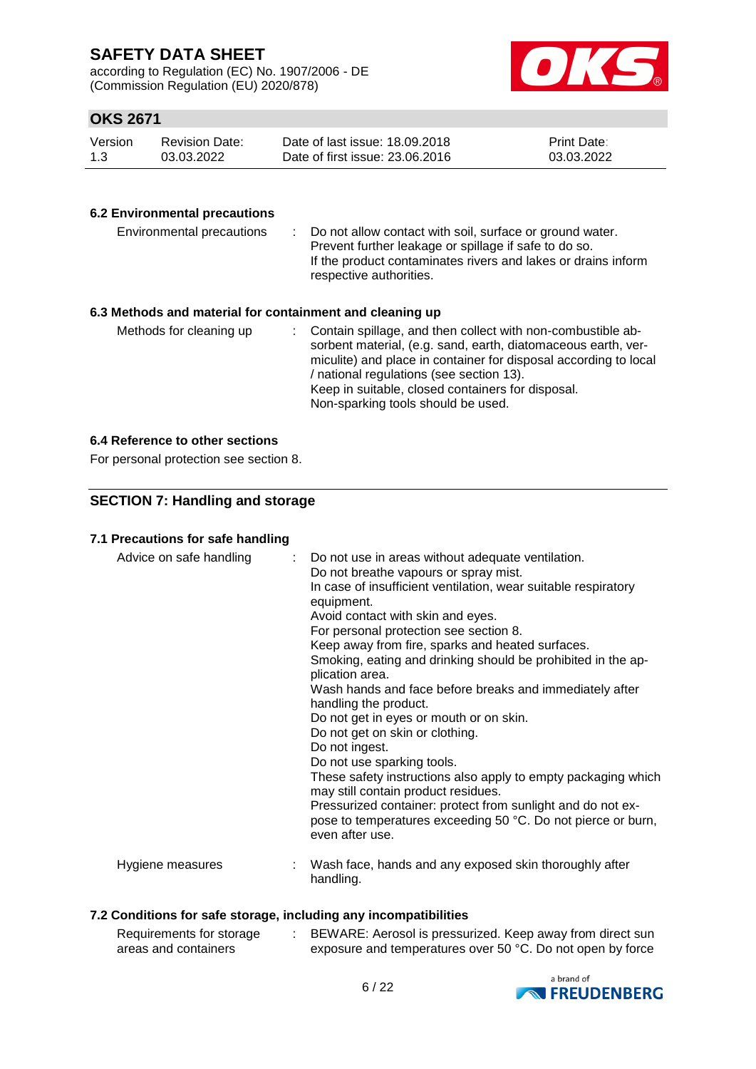### 6.2 Environmental precautions

| | |
|---|---|
| Environmental precautions | : Do not allow contact with soil, surface or ground water.<br>Prevent further leakage or spillage if safe to do so.<br>If the product contaminates rivers and lakes or drains inform respective authorities. |

### 6.3 Methods and material for containment and cleaning up

| | |
|---|---|
| Methods for cleaning up | : Contain spillage, and then collect with non-combustible absorbent material, (e.g. sand, earth, diatomaceous earth, vermiculite) and place in container for disposal according to local / national regulations (see section 13).<br>Keep in suitable, closed containers for disposal.<br>Non-sparking tools should be used. |

### 6.4 Reference to other sections

For personal protection see section 8.

## SECTION 7: Handling and storage

### 7.1 Precautions for safe handling

| | |
|---|---|
| Advice on safe handling | : Do not use in areas without adequate ventilation.<br>Do not breathe vapours or spray mist.<br>In case of insufficient ventilation, wear suitable respiratory equipment.<br>Avoid contact with skin and eyes.<br>For personal protection see section 8.<br>Keep away from fire, sparks and heated surfaces.<br>Smoking, eating and drinking should be prohibited in the application area.<br>Wash hands and face before breaks and immediately after handling the product.<br>Do not get in eyes or mouth or on skin.<br>Do not get on skin or clothing.<br>Do not ingest.<br>Do not use sparking tools.<br>These safety instructions also apply to empty packaging which may still contain product residues.<br>Pressurized container: protect from sunlight and do not expose to temperatures exceeding 50 °C. Do not pierce or burn, even after use. |
| Hygiene measures | : Wash face, hands and any exposed skin thoroughly after handling. |

### 7.2 Conditions for safe storage, including any incompatibilities

| | |
|---|---|
| Requirements for storage areas and containers | : BEWARE: Aerosol is pressurized. Keep away from direct sun exposure and temperatures over 50 °C. Do not open by force |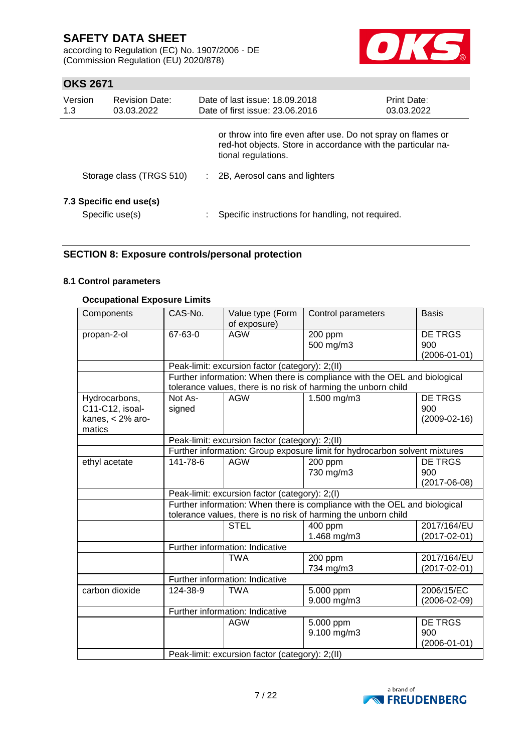or throw into fire even after use. Do not spray on flames or red-hot objects. Store in accordance with the particular national regulations.

Storage class (TRGS 510) : 2B, Aerosol cans and lighters

### 7.3 Specific end use(s)

Specific use(s) : Specific instructions for handling, not required.

## SECTION 8: Exposure controls/personal protection

### 8.1 Control parameters

**Occupational Exposure Limits**

| Components | CAS-No. | Value type (Form of exposure) | Control parameters | Basis |
|---|---|---|---|---|
| propan-2-ol | 67-63-0 | AGW | 200 ppm<br>500 mg/m3 | DE TRGS 900 (2006-01-01) |
| | Peak-limit: excursion factor (category): 2;(II) | | | |
| | Further information: When there is compliance with the OEL and biological tolerance values, there is no risk of harming the unborn child | | | |
| Hydrocarbons, C11-C12, isoalkanes, < 2% aromatics | Not Assigned | AGW | 1.500 mg/m3 | DE TRGS 900 (2009-02-16) |
| | Peak-limit: excursion factor (category): 2;(II) | | | |
| | Further information: Group exposure limit for hydrocarbon solvent mixtures | | | |
| ethyl acetate | 141-78-6 | AGW | 200 ppm<br>730 mg/m3 | DE TRGS 900 (2017-06-08) |
| | Peak-limit: excursion factor (category): 2;(I) | | | |
| | Further information: When there is compliance with the OEL and biological tolerance values, there is no risk of harming the unborn child | | | |
| | | STEL | 400 ppm<br>1.468 mg/m3 | 2017/164/EU (2017-02-01) |
| | Further information: Indicative | | | |
| | | TWA | 200 ppm<br>734 mg/m3 | 2017/164/EU (2017-02-01) |
| | Further information: Indicative | | | |
| carbon dioxide | 124-38-9 | TWA | 5.000 ppm<br>9.000 mg/m3 | 2006/15/EC (2006-02-09) |
| | Further information: Indicative | | | |
| | | AGW | 5.000 ppm<br>9.100 mg/m3 | DE TRGS 900 (2006-01-01) |
| | Peak-limit: excursion factor (category): 2;(II) | | | |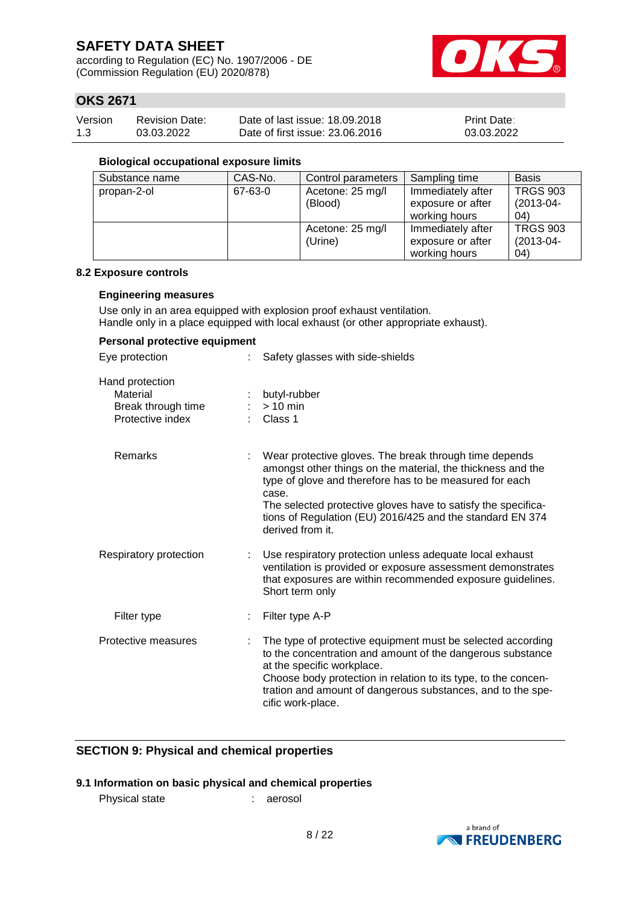### Biological occupational exposure limits

| Substance name | CAS-No. | Control parameters | Sampling time | Basis |
|---|---|---|---|---|
| propan-2-ol | 67-63-0 | Acetone: 25 mg/l (Blood) | Immediately after exposure or after working hours | TRGS 903 (2013-04-04) |
| | | Acetone: 25 mg/l (Urine) | Immediately after exposure or after working hours | TRGS 903 (2013-04-04) |

### 8.2 Exposure controls

**Engineering measures**

Use only in an area equipped with explosion proof exhaust ventilation.
Handle only in a place equipped with local exhaust (or other appropriate exhaust).

**Personal protective equipment**

Eye protection : Safety glasses with side-shields

Hand protection
- Material : butyl-rubber
- Break through time : > 10 min
- Protective index : Class 1

- Remarks : Wear protective gloves. The break through time depends amongst other things on the material, the thickness and the type of glove and therefore has to be measured for each case.
The selected protective gloves have to satisfy the specifications of Regulation (EU) 2016/425 and the standard EN 374 derived from it.

Respiratory protection : Use respiratory protection unless adequate local exhaust ventilation is provided or exposure assessment demonstrates that exposures are within recommended exposure guidelines.
Short term only

- Filter type : Filter type A-P

Protective measures : The type of protective equipment must be selected according to the concentration and amount of the dangerous substance at the specific workplace.
Choose body protection in relation to its type, to the concentration and amount of dangerous substances, and to the specific work-place.

## SECTION 9: Physical and chemical properties

### 9.1 Information on basic physical and chemical properties

Physical state : aerosol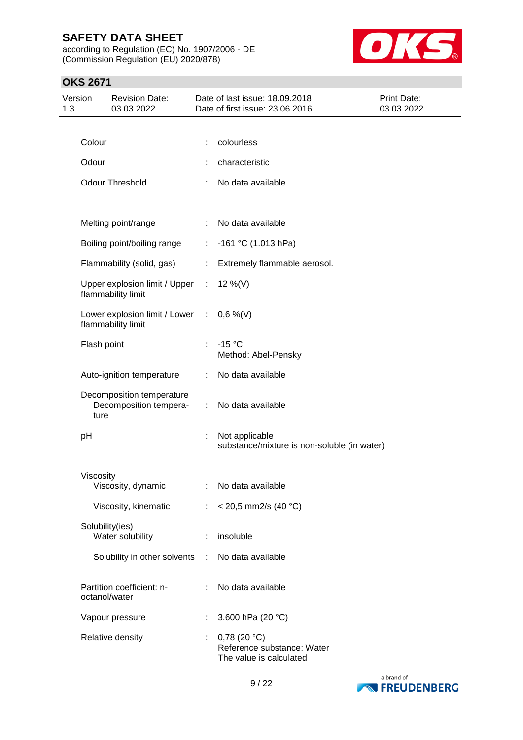| | | |
|---|---|---|
| Colour | : | colourless |
| Odour | : | characteristic |
| Odour Threshold | : | No data available |
| Melting point/range | : | No data available |
| Boiling point/boiling range | : | -161 °C (1.013 hPa) |
| Flammability (solid, gas) | : | Extremely flammable aerosol. |
| Upper explosion limit / Upper flammability limit | : | 12 %(V) |
| Lower explosion limit / Lower flammability limit | : | 0,6 %(V) |
| Flash point | : | -15 °C<br>Method: Abel-Pensky |
| Auto-ignition temperature | : | No data available |
| Decomposition temperature<br>Decomposition temperature | : | No data available |
| pH | : | Not applicable<br>substance/mixture is non-soluble (in water) |
| Viscosity<br>Viscosity, dynamic | : | No data available |
| Viscosity, kinematic | : | < 20,5 mm2/s (40 °C) |
| Solubility(ies)<br>Water solubility | : | insoluble |
| Solubility in other solvents | : | No data available |
| Partition coefficient: n-octanol/water | : | No data available |
| Vapour pressure | : | 3.600 hPa (20 °C) |
| Relative density | : | 0,78 (20 °C)<br>Reference substance: Water<br>The value is calculated |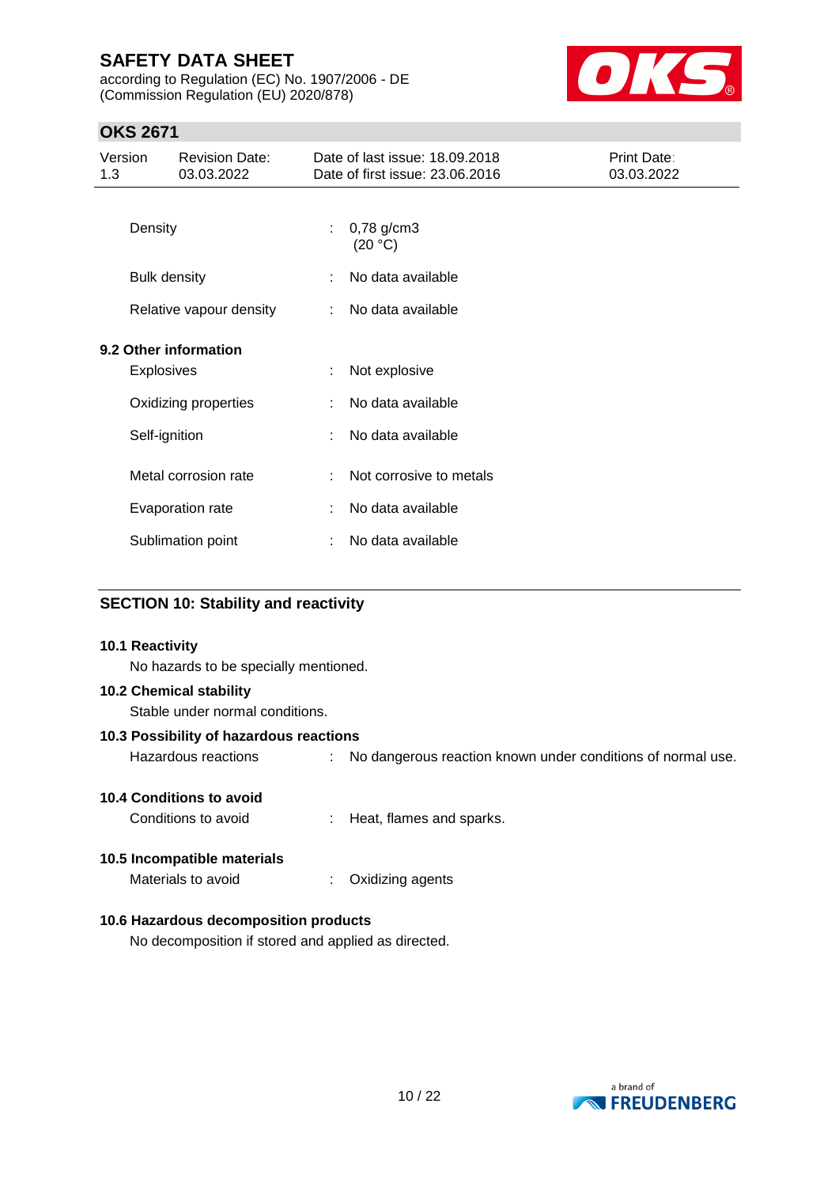| | | |
|---|---|---|
| Density | : | 0,78 g/cm3 (20 °C) |
| Bulk density | : | No data available |
| Relative vapour density | : | No data available |

**9.2 Other information**

| | | |
|---|---|---|
| Explosives | : | Not explosive |
| Oxidizing properties | : | No data available |
| Self-ignition | : | No data available |
| Metal corrosion rate | : | Not corrosive to metals |
| Evaporation rate | : | No data available |
| Sublimation point | : | No data available |

## SECTION 10: Stability and reactivity

**10.1 Reactivity**

No hazards to be specially mentioned.

**10.2 Chemical stability**

Stable under normal conditions.

**10.3 Possibility of hazardous reactions**

Hazardous reactions : No dangerous reaction known under conditions of normal use.

**10.4 Conditions to avoid**

Conditions to avoid : Heat, flames and sparks.

**10.5 Incompatible materials**

Materials to avoid : Oxidizing agents

**10.6 Hazardous decomposition products**

No decomposition if stored and applied as directed.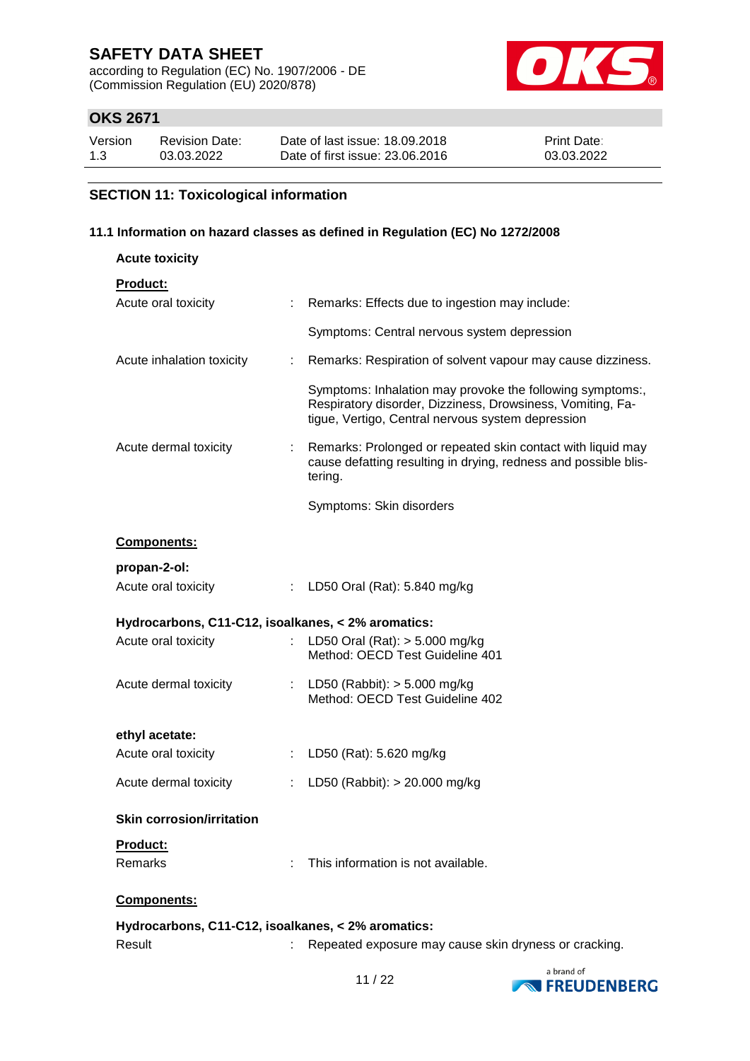## SECTION 11: Toxicological information

### 11.1 Information on hazard classes as defined in Regulation (EC) No 1272/2008

**Acute toxicity**

**Product:**

| | | |
|---|---|---|
| Acute oral toxicity | : | Remarks: Effects due to ingestion may include: |
| | | Symptoms: Central nervous system depression |
| Acute inhalation toxicity | : | Remarks: Respiration of solvent vapour may cause dizziness. |
| | | Symptoms: Inhalation may provoke the following symptoms:, Respiratory disorder, Dizziness, Drowsiness, Vomiting, Fatigue, Vertigo, Central nervous system depression |
| Acute dermal toxicity | : | Remarks: Prolonged or repeated skin contact with liquid may cause defatting resulting in drying, redness and possible blistering. |
| | | Symptoms: Skin disorders |

**Components:**

**propan-2-ol:**

| | | |
|---|---|---|
| Acute oral toxicity | : | LD50 Oral (Rat): 5.840 mg/kg |

**Hydrocarbons, C11-C12, isoalkanes, < 2% aromatics:**

| | | |
|---|---|---|
| Acute oral toxicity | : | LD50 Oral (Rat): > 5.000 mg/kg<br>Method: OECD Test Guideline 401 |
| Acute dermal toxicity | : | LD50 (Rabbit): > 5.000 mg/kg<br>Method: OECD Test Guideline 402 |

**ethyl acetate:**

| | | |
|---|---|---|
| Acute oral toxicity | : | LD50 (Rat): 5.620 mg/kg |
| Acute dermal toxicity | : | LD50 (Rabbit): > 20.000 mg/kg |

**Skin corrosion/irritation**

**Product:**

| | | |
|---|---|---|
| Remarks | : | This information is not available. |

**Components:**

**Hydrocarbons, C11-C12, isoalkanes, < 2% aromatics:**

| | | |
|---|---|---|
| Result | : | Repeated exposure may cause skin dryness or cracking. |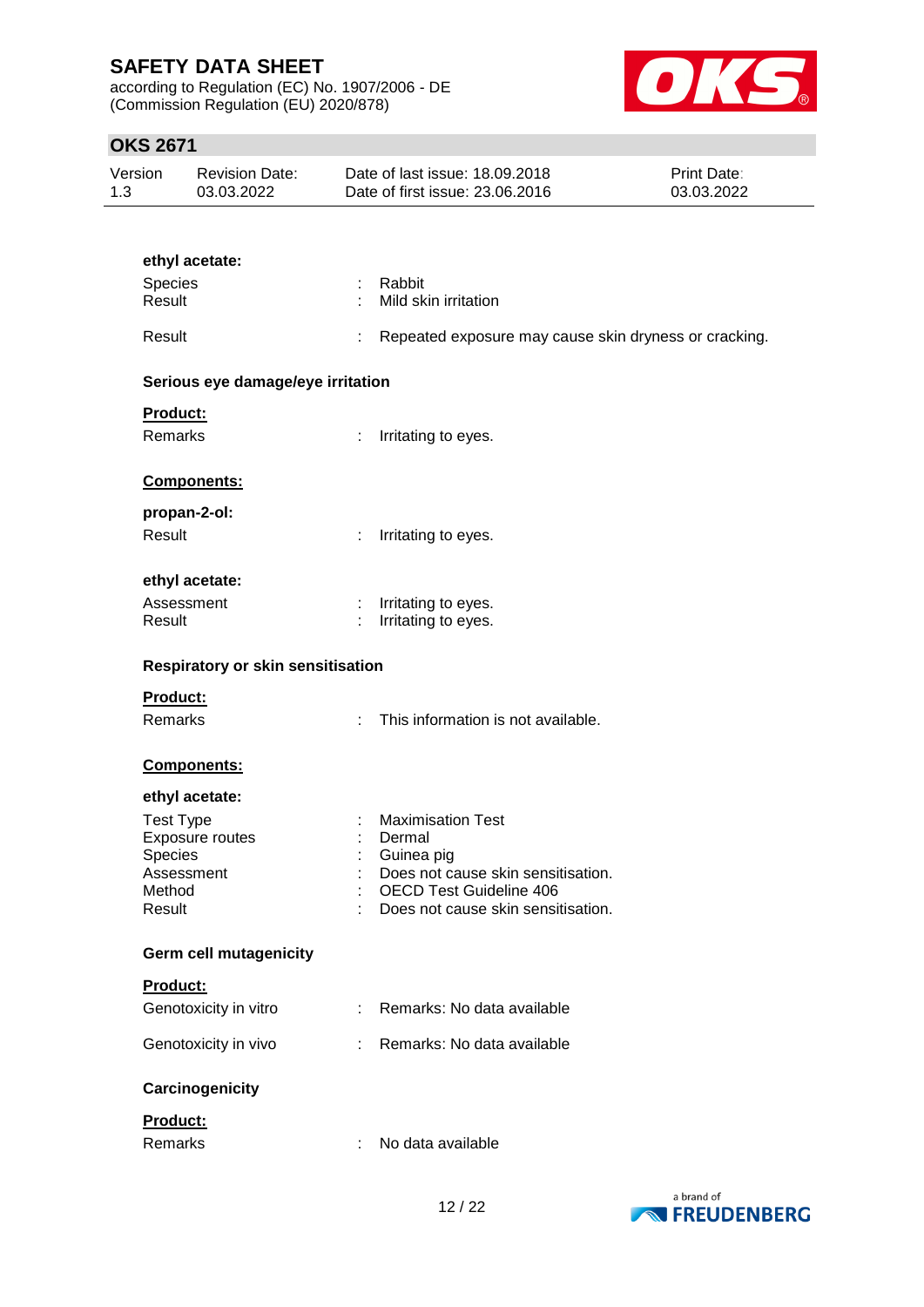**ethyl acetate:**

| | | |
|---|---|---|
| Species | : | Rabbit |
| Result | : | Mild skin irritation |
| Result | : | Repeated exposure may cause skin dryness or cracking. |

### Serious eye damage/eye irritation

**Product:**

| | | |
|---|---|---|
| Remarks | : | Irritating to eyes. |

**Components:**

**propan-2-ol:**

| | | |
|---|---|---|
| Result | : | Irritating to eyes. |

**ethyl acetate:**

| | | |
|---|---|---|
| Assessment | : | Irritating to eyes. |
| Result | : | Irritating to eyes. |

### Respiratory or skin sensitisation

**Product:**

| | | |
|---|---|---|
| Remarks | : | This information is not available. |

**Components:**

**ethyl acetate:**

| | | |
|---|---|---|
| Test Type | : | Maximisation Test |
| Exposure routes | : | Dermal |
| Species | : | Guinea pig |
| Assessment | : | Does not cause skin sensitisation. |
| Method | : | OECD Test Guideline 406 |
| Result | : | Does not cause skin sensitisation. |

### Germ cell mutagenicity

**Product:**

| | | |
|---|---|---|
| Genotoxicity in vitro | : | Remarks: No data available |
| Genotoxicity in vivo | : | Remarks: No data available |

### Carcinogenicity

**Product:**

| | | |
|---|---|---|
| Remarks | : | No data available |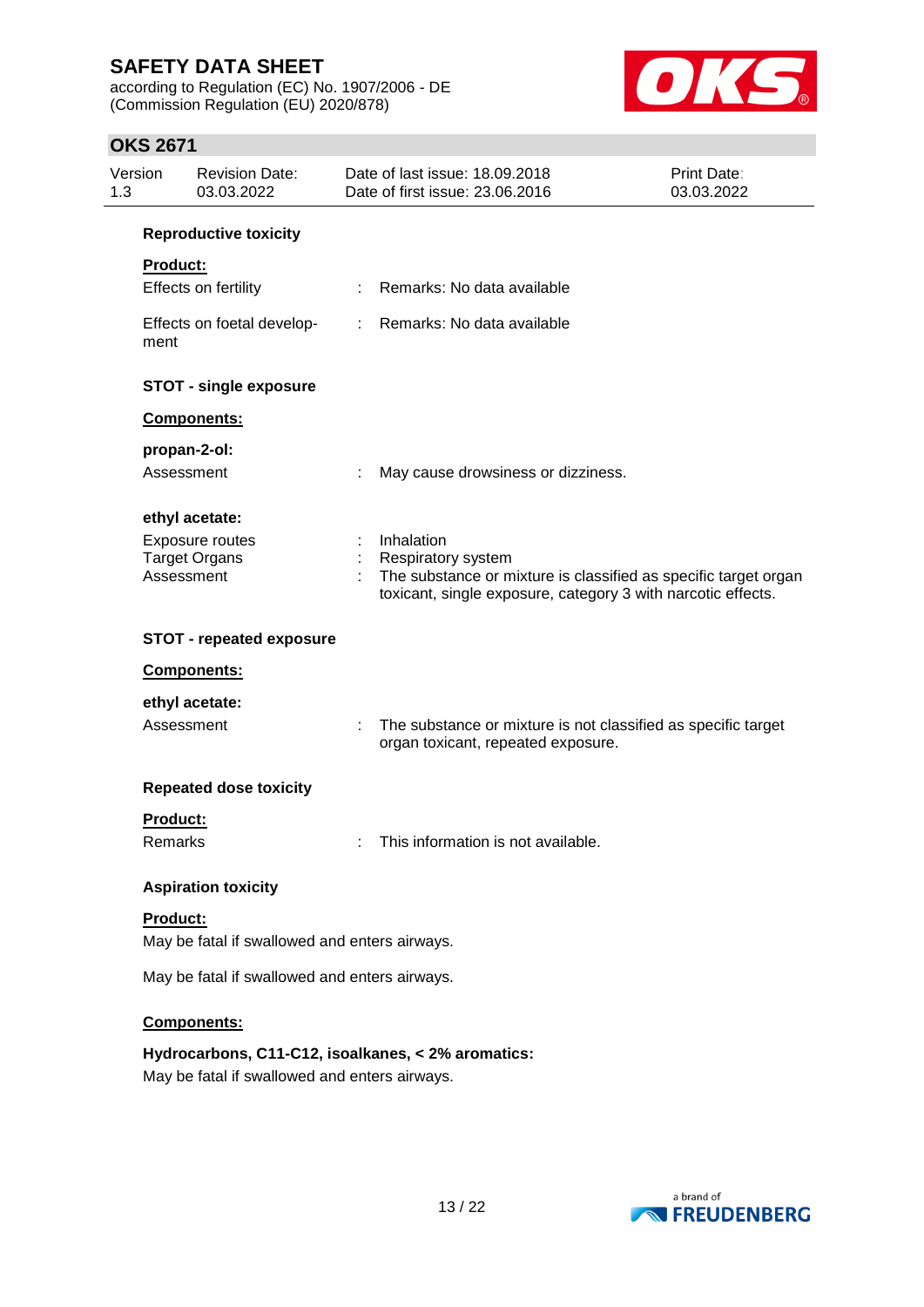### Reproductive toxicity

**Product:**

Effects on fertility : Remarks: No data available

Effects on foetal development : Remarks: No data available

### STOT - single exposure

**Components:**

**propan-2-ol:**

Assessment : May cause drowsiness or dizziness.

**ethyl acetate:**

Exposure routes : Inhalation
Target Organs : Respiratory system
Assessment : The substance or mixture is classified as specific target organ toxicant, single exposure, category 3 with narcotic effects.

### STOT - repeated exposure

**Components:**

**ethyl acetate:**

Assessment : The substance or mixture is not classified as specific target organ toxicant, repeated exposure.

### Repeated dose toxicity

**Product:**

Remarks : This information is not available.

### Aspiration toxicity

**Product:**

May be fatal if swallowed and enters airways.

May be fatal if swallowed and enters airways.

**Components:**

**Hydrocarbons, C11-C12, isoalkanes, < 2% aromatics:**

May be fatal if swallowed and enters airways.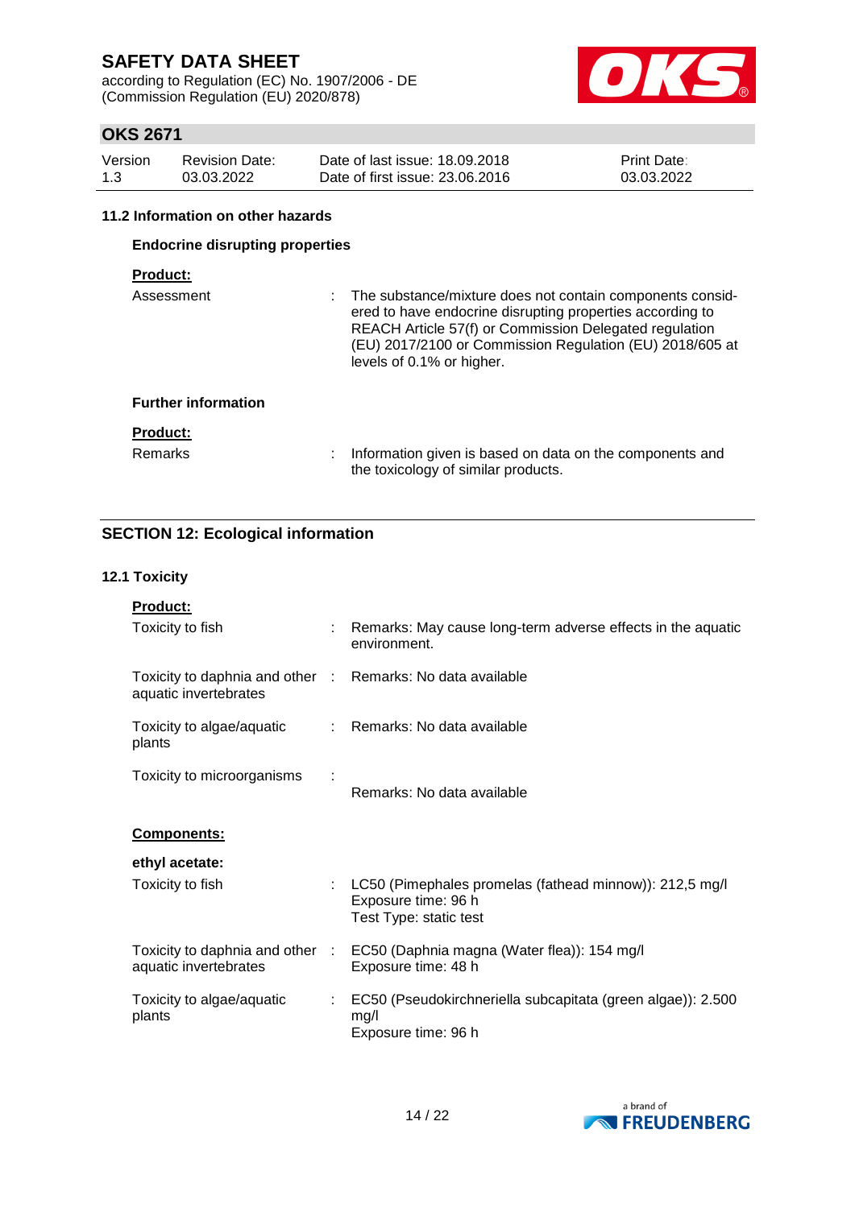#### 11.2 Information on other hazards

**Endocrine disrupting properties**

**Product:**

Assessment : The substance/mixture does not contain components considered to have endocrine disrupting properties according to REACH Article 57(f) or Commission Delegated regulation (EU) 2017/2100 or Commission Regulation (EU) 2018/605 at levels of 0.1% or higher.

**Further information**

**Product:**

Remarks : Information given is based on data on the components and the toxicology of similar products.

## SECTION 12: Ecological information

#### 12.1 Toxicity

**Product:**

Toxicity to fish : Remarks: May cause long-term adverse effects in the aquatic environment.

Toxicity to daphnia and other aquatic invertebrates : Remarks: No data available

Toxicity to algae/aquatic plants : Remarks: No data available

Toxicity to microorganisms : Remarks: No data available

**Components:**

**ethyl acetate:**

Toxicity to fish : LC50 (Pimephales promelas (fathead minnow)): 212,5 mg/l
Exposure time: 96 h
Test Type: static test

Toxicity to daphnia and other aquatic invertebrates : EC50 (Daphnia magna (Water flea)): 154 mg/l
Exposure time: 48 h

Toxicity to algae/aquatic plants : EC50 (Pseudokirchneriella subcapitata (green algae)): 2.500 mg/l
Exposure time: 96 h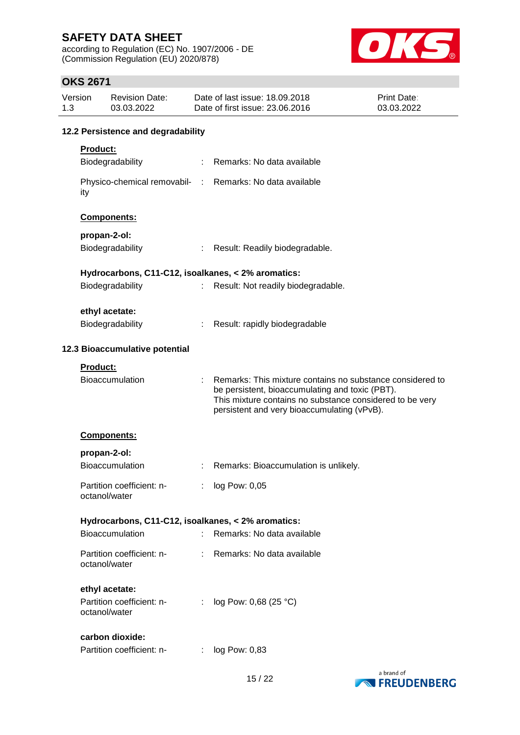### 12.2 Persistence and degradability

**Product:**

Biodegradability : Remarks: No data available

Physico-chemical removability : Remarks: No data available

**Components:**

**propan-2-ol:**

Biodegradability : Result: Readily biodegradable.

**Hydrocarbons, C11-C12, isoalkanes, < 2% aromatics:**

Biodegradability : Result: Not readily biodegradable.

**ethyl acetate:**

Biodegradability : Result: rapidly biodegradable

### 12.3 Bioaccumulative potential

**Product:**

Bioaccumulation : Remarks: This mixture contains no substance considered to be persistent, bioaccumulating and toxic (PBT). This mixture contains no substance considered to be very persistent and very bioaccumulating (vPvB).

**Components:**

**propan-2-ol:**

Bioaccumulation : Remarks: Bioaccumulation is unlikely.

Partition coefficient: n-octanol/water : log Pow: 0,05

**Hydrocarbons, C11-C12, isoalkanes, < 2% aromatics:**

Bioaccumulation : Remarks: No data available

Partition coefficient: n-octanol/water : Remarks: No data available

**ethyl acetate:**

Partition coefficient: n-octanol/water : log Pow: 0,68 (25 °C)

**carbon dioxide:**

Partition coefficient: n- : log Pow: 0,83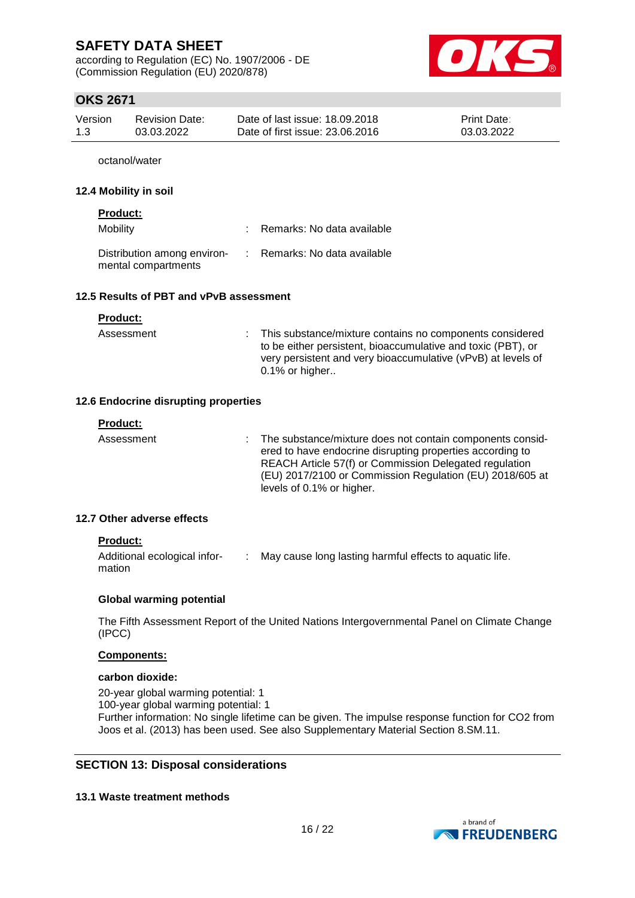octanol/water

### 12.4 Mobility in soil

**Product:**

| | | |
|---|---|---|
| Mobility | : | Remarks: No data available |
| Distribution among environmental compartments | : | Remarks: No data available |

### 12.5 Results of PBT and vPvB assessment

**Product:**

| | | |
|---|---|---|
| Assessment | : | This substance/mixture contains no components considered to be either persistent, bioaccumulative and toxic (PBT), or very persistent and very bioaccumulative (vPvB) at levels of 0.1% or higher.. |

### 12.6 Endocrine disrupting properties

**Product:**

| | | |
|---|---|---|
| Assessment | : | The substance/mixture does not contain components considered to have endocrine disrupting properties according to REACH Article 57(f) or Commission Delegated regulation (EU) 2017/2100 or Commission Regulation (EU) 2018/605 at levels of 0.1% or higher. |

### 12.7 Other adverse effects

**Product:**

| | | |
|---|---|---|
| Additional ecological information | : | May cause long lasting harmful effects to aquatic life. |

**Global warming potential**

The Fifth Assessment Report of the United Nations Intergovernmental Panel on Climate Change (IPCC)

**Components:**

**carbon dioxide:**

20-year global warming potential: 1
100-year global warming potential: 1
Further information: No single lifetime can be given. The impulse response function for $CO_2$ from Joos et al. (2013) has been used. See also Supplementary Material Section 8.SM.11.

## SECTION 13: Disposal considerations

### 13.1 Waste treatment methods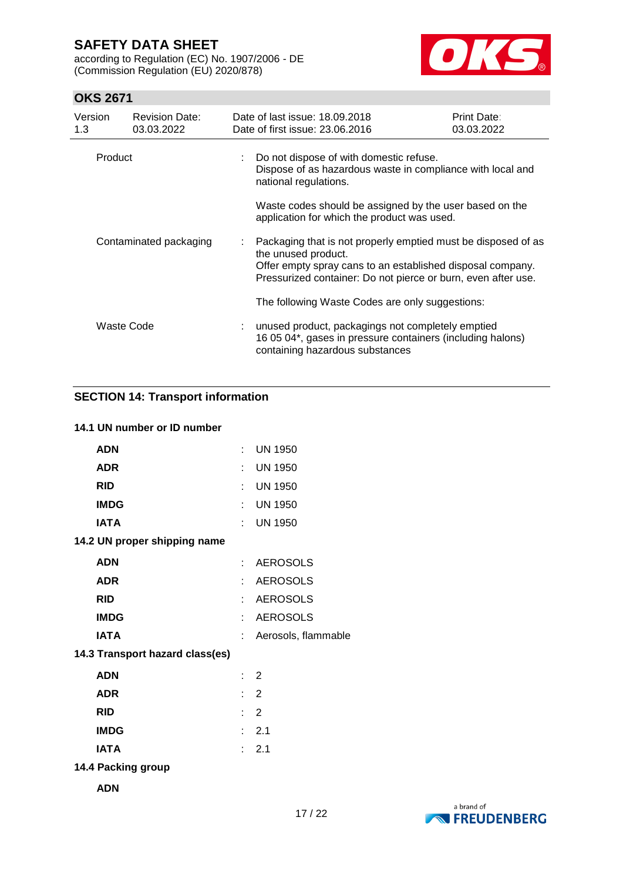| | | |
|---|---|---|
| Product | : | Do not dispose of with domestic refuse.<br>Dispose of as hazardous waste in compliance with local and national regulations.<br><br>Waste codes should be assigned by the user based on the application for which the product was used. |
| Contaminated packaging | : | Packaging that is not properly emptied must be disposed of as the unused product.<br>Offer empty spray cans to an established disposal company.<br>Pressurized container: Do not pierce or burn, even after use.<br><br>The following Waste Codes are only suggestions: |
| Waste Code | : | unused product, packagings not completely emptied<br>16 05 04*, gases in pressure containers (including halons) containing hazardous substances |

## SECTION 14: Transport information

### 14.1 UN number or ID number

| | | |
|---|---|---|
| **ADN** | : | UN 1950 |
| **ADR** | : | UN 1950 |
| **RID** | : | UN 1950 |
| **IMDG** | : | UN 1950 |
| **IATA** | : | UN 1950 |

### 14.2 UN proper shipping name

| | | |
|---|---|---|
| **ADN** | : | AEROSOLS |
| **ADR** | : | AEROSOLS |
| **RID** | : | AEROSOLS |
| **IMDG** | : | AEROSOLS |
| **IATA** | : | Aerosols, flammable |

### 14.3 Transport hazard class(es)

| | | |
|---|---|---|
| **ADN** | : | 2 |
| **ADR** | : | 2 |
| **RID** | : | 2 |
| **IMDG** | : | 2.1 |
| **IATA** | : | 2.1 |

### 14.4 Packing group

**ADN**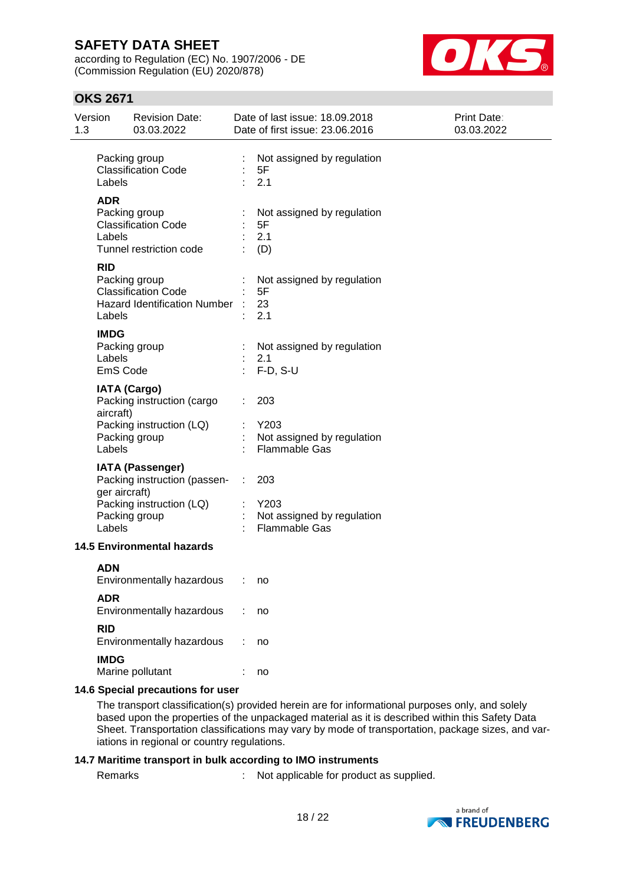| | | |
|---|---|---|
| Packing group | : | Not assigned by regulation |
| Classification Code | : | 5F |
| Labels | : | 2.1 |

**ADR**

| | | |
|---|---|---|
| Packing group | : | Not assigned by regulation |
| Classification Code | : | 5F |
| Labels | : | 2.1 |
| Tunnel restriction code | : | (D) |

**RID**

| | | |
|---|---|---|
| Packing group | : | Not assigned by regulation |
| Classification Code | : | 5F |
| Hazard Identification Number | : | 23 |
| Labels | : | 2.1 |

**IMDG**

| | | |
|---|---|---|
| Packing group | : | Not assigned by regulation |
| Labels | : | 2.1 |
| EmS Code | : | F-D, S-U |

**IATA (Cargo)**

| | | |
|---|---|---|
| Packing instruction (cargo aircraft) | : | 203 |
| Packing instruction (LQ) | : | Y203 |
| Packing group | : | Not assigned by regulation |
| Labels | : | Flammable Gas |

**IATA (Passenger)**

| | | |
|---|---|---|
| Packing instruction (passenger aircraft) | : | 203 |
| Packing instruction (LQ) | : | Y203 |
| Packing group | : | Not assigned by regulation |
| Labels | : | Flammable Gas |

### 14.5 Environmental hazards

**ADN**

Environmentally hazardous : no

**ADR**

Environmentally hazardous : no

**RID**

Environmentally hazardous : no

**IMDG**

Marine pollutant : no

### 14.6 Special precautions for user

The transport classification(s) provided herein are for informational purposes only, and solely based upon the properties of the unpackaged material as it is described within this Safety Data Sheet. Transportation classifications may vary by mode of transportation, package sizes, and variations in regional or country regulations.

### 14.7 Maritime transport in bulk according to IMO instruments

Remarks : Not applicable for product as supplied.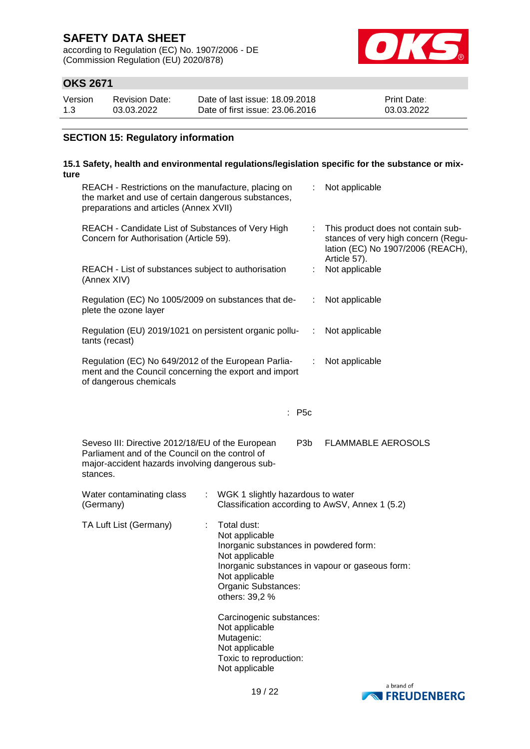## SECTION 15: Regulatory information

### 15.1 Safety, health and environmental regulations/legislation specific for the substance or mixture

| | | |
|---|---|---|
| REACH - Restrictions on the manufacture, placing on the market and use of certain dangerous substances, preparations and articles (Annex XVII) | : | Not applicable |
| REACH - Candidate List of Substances of Very High Concern for Authorisation (Article 59). | : | This product does not contain substances of very high concern (Regulation (EC) No 1907/2006 (REACH), Article 57). |
| REACH - List of substances subject to authorisation (Annex XIV) | : | Not applicable |
| Regulation (EC) No 1005/2009 on substances that deplete the ozone layer | : | Not applicable |
| Regulation (EU) 2019/1021 on persistent organic pollutants (recast) | : | Not applicable |
| Regulation (EC) No 649/2012 of the European Parliament and the Council concerning the export and import of dangerous chemicals | : | Not applicable |

: P5c

| | | |
|---|---|---|
| Seveso III: Directive 2012/18/EU of the European Parliament and of the Council on the control of major-accident hazards involving dangerous substances. | P3b | FLAMMABLE AEROSOLS |

Water contaminating class (Germany) : WGK 1 slightly hazardous to water
Classification according to AwSV, Annex 1 (5.2)

TA Luft List (Germany) : Total dust:
Not applicable
Inorganic substances in powdered form:
Not applicable
Inorganic substances in vapour or gaseous form:
Not applicable
Organic Substances:
others: 39,2 %

Carcinogenic substances:
Not applicable
Mutagenic:
Not applicable
Toxic to reproduction:
Not applicable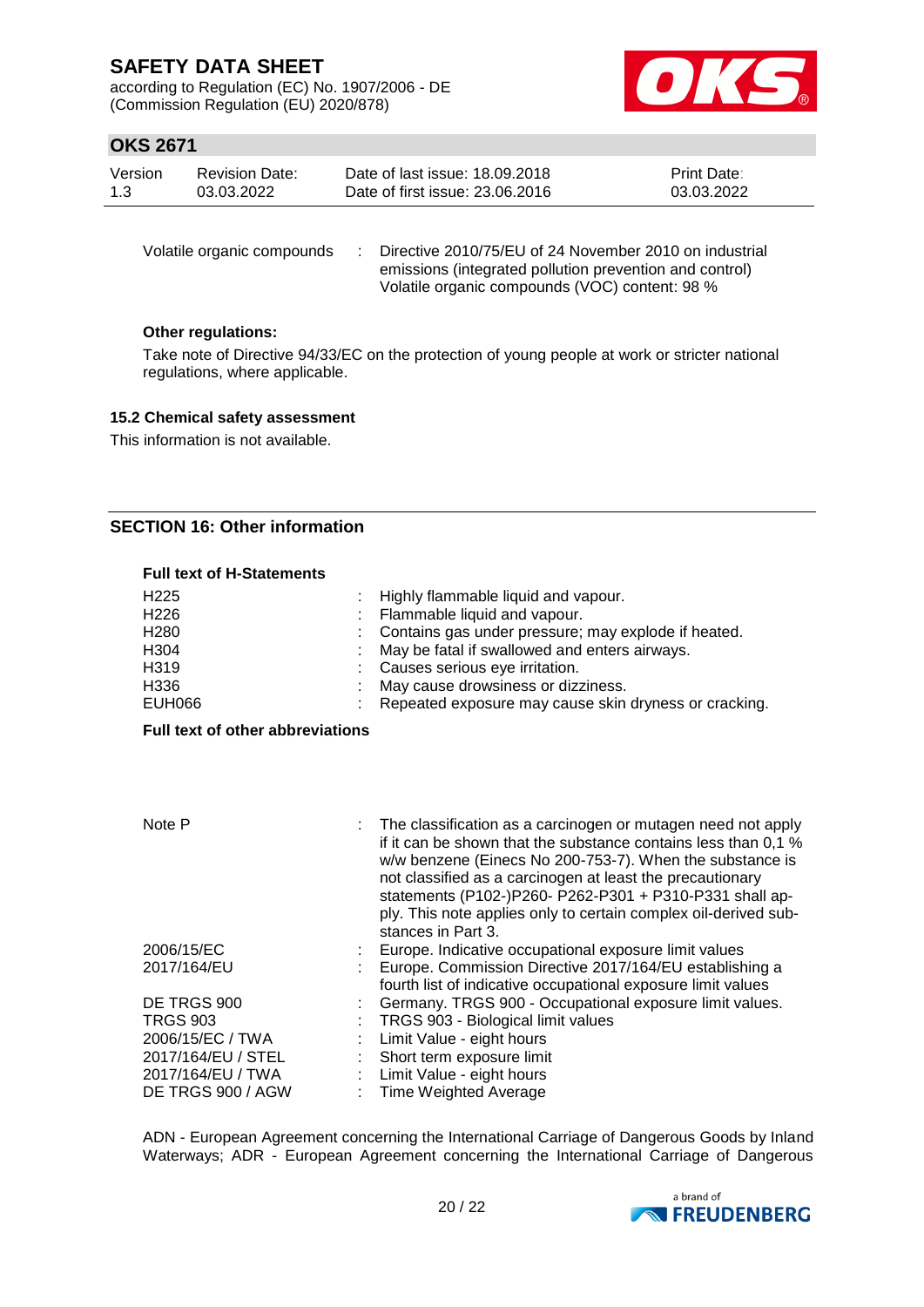| | | |
|---|---|---|
| Volatile organic compounds | : | Directive 2010/75/EU of 24 November 2010 on industrial emissions (integrated pollution prevention and control) Volatile organic compounds (VOC) content: 98 % |

**Other regulations:**

Take note of Directive 94/33/EC on the protection of young people at work or stricter national regulations, where applicable.

### 15.2 Chemical safety assessment

This information is not available.

## SECTION 16: Other information

**Full text of H-Statements**

| | | |
|---|---|---|
| H225 | : | Highly flammable liquid and vapour. |
| H226 | : | Flammable liquid and vapour. |
| H280 | : | Contains gas under pressure; may explode if heated. |
| H304 | : | May be fatal if swallowed and enters airways. |
| H319 | : | Causes serious eye irritation. |
| H336 | : | May cause drowsiness or dizziness. |
| EUH066 | : | Repeated exposure may cause skin dryness or cracking. |

**Full text of other abbreviations**

| | | |
|---|---|---|
| Note P | : | The classification as a carcinogen or mutagen need not apply if it can be shown that the substance contains less than 0,1 % w/w benzene (Einecs No 200-753-7). When the substance is not classified as a carcinogen at least the precautionary statements (P102-)P260- P262-P301 + P310-P331 shall apply. This note applies only to certain complex oil-derived substances in Part 3. |
| 2006/15/EC | : | Europe. Indicative occupational exposure limit values |
| 2017/164/EU | : | Europe. Commission Directive 2017/164/EU establishing a fourth list of indicative occupational exposure limit values |
| DE TRGS 900 | : | Germany. TRGS 900 - Occupational exposure limit values. |
| TRGS 903 | : | TRGS 903 - Biological limit values |
| 2006/15/EC / TWA | : | Limit Value - eight hours |
| 2017/164/EU / STEL | : | Short term exposure limit |
| 2017/164/EU / TWA | : | Limit Value - eight hours |
| DE TRGS 900 / AGW | : | Time Weighted Average |

ADN - European Agreement concerning the International Carriage of Dangerous Goods by Inland Waterways; ADR - European Agreement concerning the International Carriage of Dangerous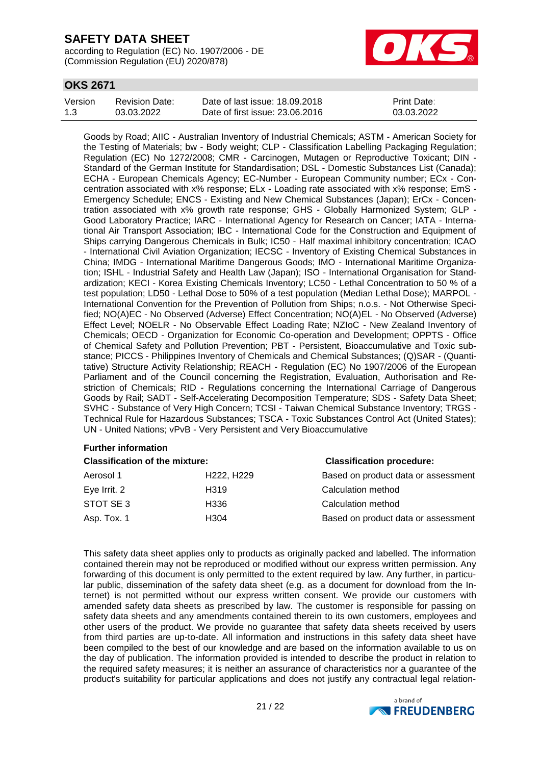Goods by Road; AIIC - Australian Inventory of Industrial Chemicals; ASTM - American Society for the Testing of Materials; bw - Body weight; CLP - Classification Labelling Packaging Regulation; Regulation (EC) No 1272/2008; CMR - Carcinogen, Mutagen or Reproductive Toxicant; DIN - Standard of the German Institute for Standardisation; DSL - Domestic Substances List (Canada); ECHA - European Chemicals Agency; EC-Number - European Community number; ECx - Concentration associated with x% response; ELx - Loading rate associated with x% response; EmS - Emergency Schedule; ENCS - Existing and New Chemical Substances (Japan); ErCx - Concentration associated with x% growth rate response; GHS - Globally Harmonized System; GLP - Good Laboratory Practice; IARC - International Agency for Research on Cancer; IATA - International Air Transport Association; IBC - International Code for the Construction and Equipment of Ships carrying Dangerous Chemicals in Bulk; IC50 - Half maximal inhibitory concentration; ICAO - International Civil Aviation Organization; IECSC - Inventory of Existing Chemical Substances in China; IMDG - International Maritime Dangerous Goods; IMO - International Maritime Organization; ISHL - Industrial Safety and Health Law (Japan); ISO - International Organisation for Standardization; KECI - Korea Existing Chemicals Inventory; LC50 - Lethal Concentration to 50 % of a test population; LD50 - Lethal Dose to 50% of a test population (Median Lethal Dose); MARPOL - International Convention for the Prevention of Pollution from Ships; n.o.s. - Not Otherwise Specified; NO(A)EC - No Observed (Adverse) Effect Concentration; NO(A)EL - No Observed (Adverse) Effect Level; NOELR - No Observable Effect Loading Rate; NZIoC - New Zealand Inventory of Chemicals; OECD - Organization for Economic Co-operation and Development; OPPTS - Office of Chemical Safety and Pollution Prevention; PBT - Persistent, Bioaccumulative and Toxic substance; PICCS - Philippines Inventory of Chemicals and Chemical Substances; (Q)SAR - (Quantitative) Structure Activity Relationship; REACH - Regulation (EC) No 1907/2006 of the European Parliament and of the Council concerning the Registration, Evaluation, Authorisation and Restriction of Chemicals; RID - Regulations concerning the International Carriage of Dangerous Goods by Rail; SADT - Self-Accelerating Decomposition Temperature; SDS - Safety Data Sheet; SVHC - Substance of Very High Concern; TCSI - Taiwan Chemical Substance Inventory; TRGS - Technical Rule for Hazardous Substances; TSCA - Toxic Substances Control Act (United States); UN - United Nations; vPvB - Very Persistent and Very Bioaccumulative

**Further information**

| **Classification of the mixture:** | | **Classification procedure:** |
|---|---|---|
| Aerosol 1 | H222, H229 | Based on product data or assessment |
| Eye Irrit. 2 | H319 | Calculation method |
| STOT SE 3 | H336 | Calculation method |
| Asp. Tox. 1 | H304 | Based on product data or assessment |

This safety data sheet applies only to products as originally packed and labelled. The information contained therein may not be reproduced or modified without our express written permission. Any forwarding of this document is only permitted to the extent required by law. Any further, in particular public, dissemination of the safety data sheet (e.g. as a document for download from the Internet) is not permitted without our express written consent. We provide our customers with amended safety data sheets as prescribed by law. The customer is responsible for passing on safety data sheets and any amendments contained therein to its own customers, employees and other users of the product. We provide no guarantee that safety data sheets received by users from third parties are up-to-date. All information and instructions in this safety data sheet have been compiled to the best of our knowledge and are based on the information available to us on the day of publication. The information provided is intended to describe the product in relation to the required safety measures; it is neither an assurance of characteristics nor a guarantee of the product's suitability for particular applications and does not justify any contractual legal relation-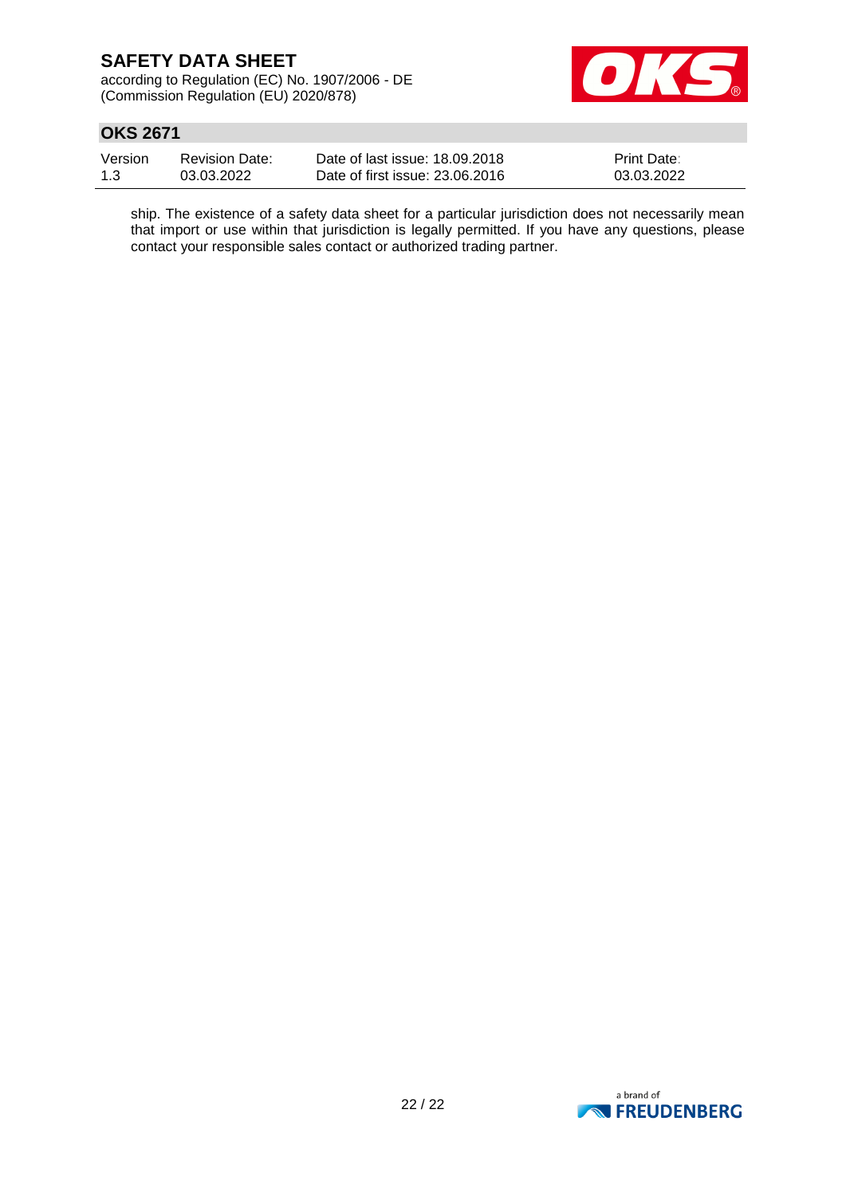ship. The existence of a safety data sheet for a particular jurisdiction does not necessarily mean that import or use within that jurisdiction is legally permitted. If you have any questions, please contact your responsible sales contact or authorized trading partner.